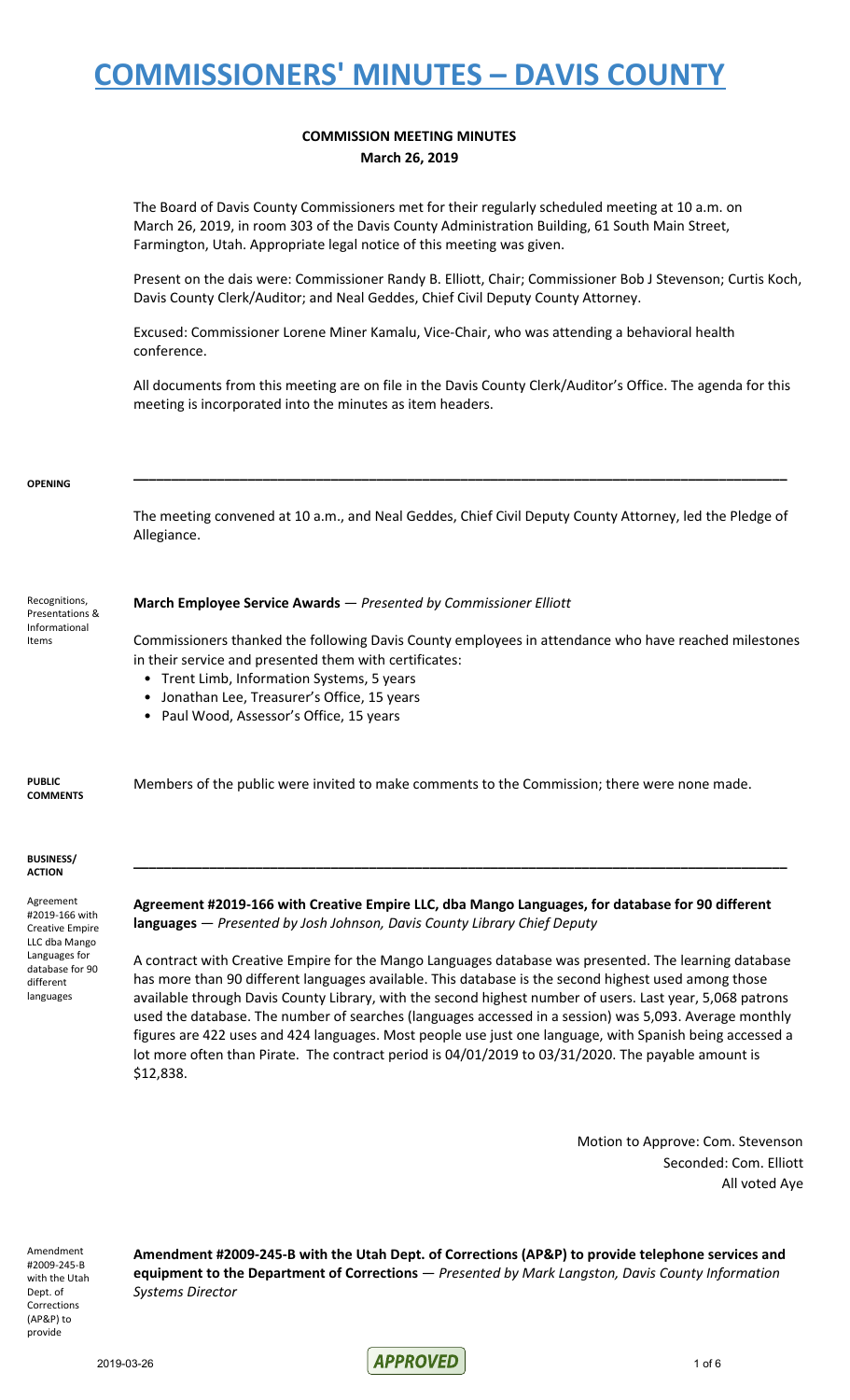# COMMISSIONERS' MINUTES – DAVIS COUNTY

## COMMISSION MEETING MINUTES
**March 26, 2019**

The Board of Davis County Commissioners met for their regularly scheduled meeting at 10 a.m. on March 26, 2019, in room 303 of the Davis County Administration Building, 61 South Main Street, Farmington, Utah. Appropriate legal notice of this meeting was given.

Present on the dais were: Commissioner Randy B. Elliott, Chair; Commissioner Bob J Stevenson; Curtis Koch, Davis County Clerk/Auditor; and Neal Geddes, Chief Civil Deputy County Attorney.

Excused: Commissioner Lorene Miner Kamalu, Vice-Chair, who was attending a behavioral health conference.

All documents from this meeting are on file in the Davis County Clerk/Auditor's Office. The agenda for this meeting is incorporated into the minutes as item headers.

**OPENING**

The meeting convened at 10 a.m., and Neal Geddes, Chief Civil Deputy County Attorney, led the Pledge of Allegiance.

Recognitions, Presentations & Informational Items

**March Employee Service Awards** — *Presented by Commissioner Elliott*

Commissioners thanked the following Davis County employees in attendance who have reached milestones in their service and presented them with certificates:

- Trent Limb, Information Systems, 5 years
- Jonathan Lee, Treasurer's Office, 15 years
- Paul Wood, Assessor's Office, 15 years

**PUBLIC COMMENTS**

Members of the public were invited to make comments to the Commission; there were none made.

**BUSINESS/ ACTION**

Agreement #2019-166 with Creative Empire LLC dba Mango Languages for database for 90 different languages

**Agreement #2019-166 with Creative Empire LLC, dba Mango Languages, for database for 90 different languages** — *Presented by Josh Johnson, Davis County Library Chief Deputy*

A contract with Creative Empire for the Mango Languages database was presented. The learning database has more than 90 different languages available. This database is the second highest used among those available through Davis County Library, with the second highest number of users. Last year, 5,068 patrons used the database. The number of searches (languages accessed in a session) was 5,093. Average monthly figures are 422 uses and 424 languages. Most people use just one language, with Spanish being accessed a lot more often than Pirate. The contract period is 04/01/2019 to 03/31/2020. The payable amount is $12,838.

Motion to Approve: Com. Stevenson
Seconded: Com. Elliott
All voted Aye

Amendment #2009-245-B with the Utah Dept. of Corrections (AP&P) to provide

**Amendment #2009-245-B with the Utah Dept. of Corrections (AP&P) to provide telephone services and equipment to the Department of Corrections** — *Presented by Mark Langston, Davis County Information Systems Director*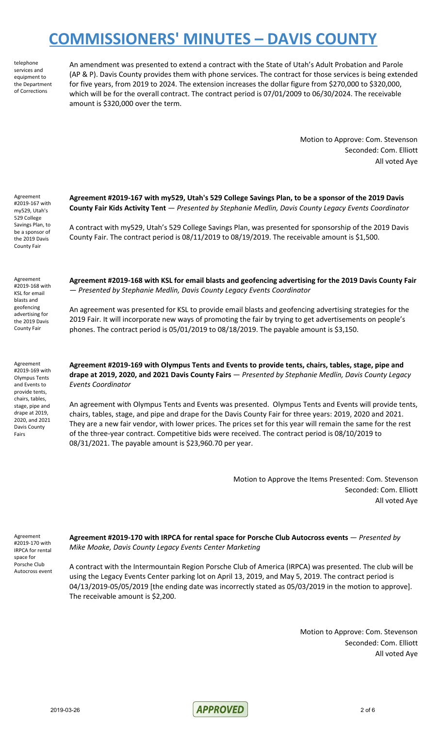# COMMISSIONERS' MINUTES – DAVIS COUNTY

telephone services and equipment to the Department of Corrections

An amendment was presented to extend a contract with the State of Utah's Adult Probation and Parole (AP & P). Davis County provides them with phone services. The contract for those services is being extended for five years, from 2019 to 2024. The extension increases the dollar figure from $270,000 to $320,000, which will be for the overall contract. The contract period is 07/01/2009 to 06/30/2024. The receivable amount is $320,000 over the term.

Motion to Approve: Com. Stevenson
Seconded: Com. Elliott
All voted Aye

Agreement #2019-167 with my529, Utah's 529 College Savings Plan, to be a sponsor of the 2019 Davis County Fair

**Agreement #2019-167 with my529, Utah's 529 College Savings Plan, to be a sponsor of the 2019 Davis County Fair Kids Activity Tent** — *Presented by Stephanie Medlin, Davis County Legacy Events Coordinator*

A contract with my529, Utah's 529 College Savings Plan, was presented for sponsorship of the 2019 Davis County Fair. The contract period is 08/11/2019 to 08/19/2019. The receivable amount is $1,500.

Agreement #2019-168 with KSL for email blasts and geofencing advertising for the 2019 Davis County Fair

**Agreement #2019-168 with KSL for email blasts and geofencing advertising for the 2019 Davis County Fair** — *Presented by Stephanie Medlin, Davis County Legacy Events Coordinator*

An agreement was presented for KSL to provide email blasts and geofencing advertising strategies for the 2019 Fair. It will incorporate new ways of promoting the fair by trying to get advertisements on people's phones. The contract period is 05/01/2019 to 08/18/2019. The payable amount is $3,150.

Agreement #2019-169 with Olympus Tents and Events to provide tents, chairs, tables, stage, pipe and drape at 2019, 2020, and 2021 Davis County Fairs

**Agreement #2019-169 with Olympus Tents and Events to provide tents, chairs, tables, stage, pipe and drape at 2019, 2020, and 2021 Davis County Fairs** — *Presented by Stephanie Medlin, Davis County Legacy Events Coordinator*

An agreement with Olympus Tents and Events was presented. Olympus Tents and Events will provide tents, chairs, tables, stage, and pipe and drape for the Davis County Fair for three years: 2019, 2020 and 2021. They are a new fair vendor, with lower prices. The prices set for this year will remain the same for the rest of the three-year contract. Competitive bids were received. The contract period is 08/10/2019 to 08/31/2021. The payable amount is $23,960.70 per year.

Motion to Approve the Items Presented: Com. Stevenson
Seconded: Com. Elliott
All voted Aye

Agreement #2019-170 with IRPCA for rental space for Porsche Club Autocross event

**Agreement #2019-170 with IRPCA for rental space for Porsche Club Autocross events** — *Presented by Mike Moake, Davis County Legacy Events Center Marketing*

A contract with the Intermountain Region Porsche Club of America (IRPCA) was presented. The club will be using the Legacy Events Center parking lot on April 13, 2019, and May 5, 2019. The contract period is 04/13/2019-05/05/2019 [the ending date was incorrectly stated as 05/03/2019 in the motion to approve]. The receivable amount is $2,200.

Motion to Approve: Com. Stevenson
Seconded: Com. Elliott
All voted Aye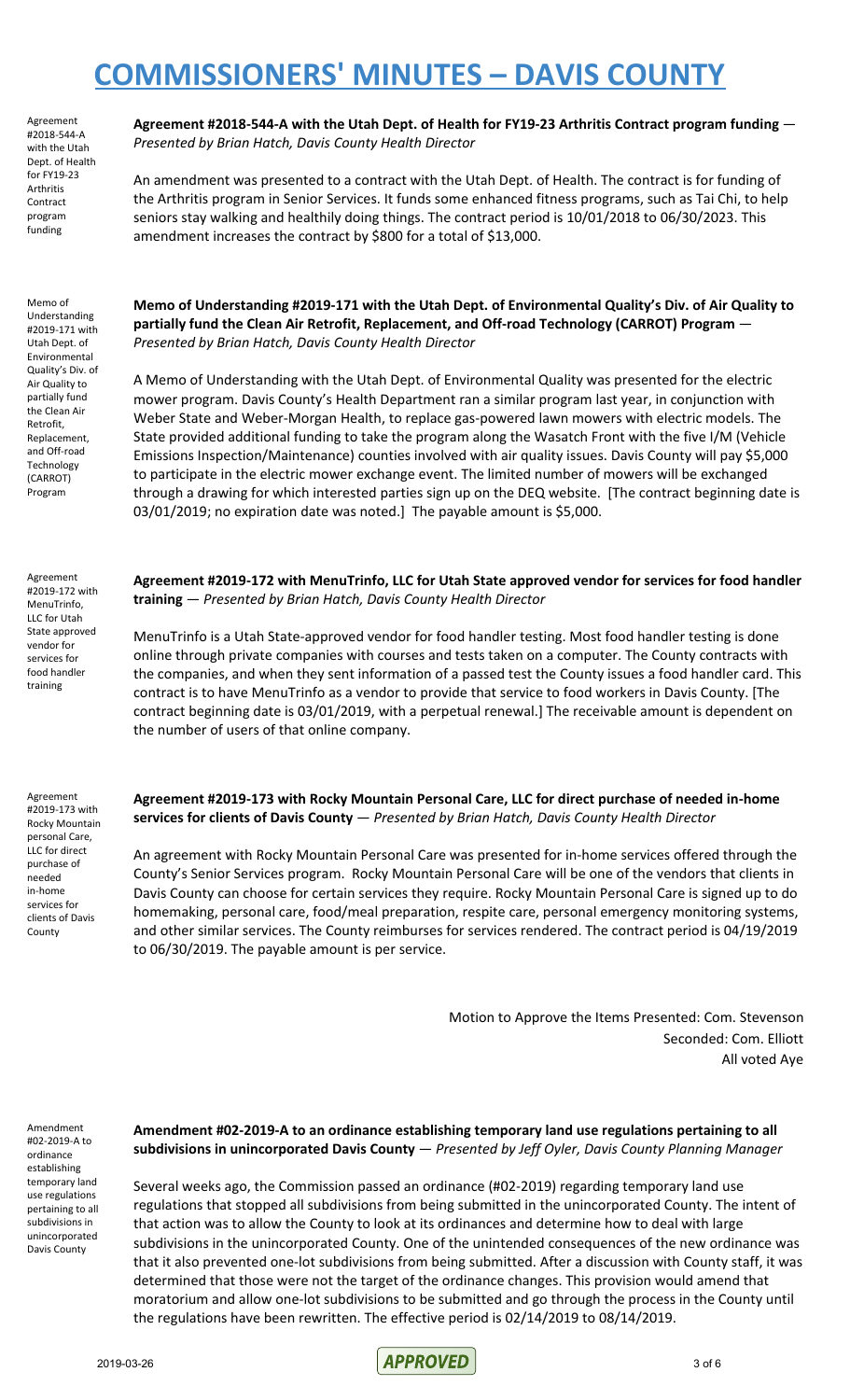# COMMISSIONERS' MINUTES – DAVIS COUNTY

Agreement #2018-544-A with the Utah Dept. of Health for FY19-23 Arthritis Contract program funding

**Agreement #2018-544-A with the Utah Dept. of Health for FY19-23 Arthritis Contract program funding** — *Presented by Brian Hatch, Davis County Health Director*

An amendment was presented to a contract with the Utah Dept. of Health. The contract is for funding of the Arthritis program in Senior Services. It funds some enhanced fitness programs, such as Tai Chi, to help seniors stay walking and healthily doing things. The contract period is 10/01/2018 to 06/30/2023. This amendment increases the contract by $800 for a total of $13,000.

Memo of Understanding #2019-171 with Utah Dept. of Environmental Quality's Div. of Air Quality to partially fund the Clean Air Retrofit, Replacement, and Off-road Technology (CARROT) Program

**Memo of Understanding #2019-171 with the Utah Dept. of Environmental Quality's Div. of Air Quality to partially fund the Clean Air Retrofit, Replacement, and Off-road Technology (CARROT) Program** — *Presented by Brian Hatch, Davis County Health Director*

A Memo of Understanding with the Utah Dept. of Environmental Quality was presented for the electric mower program. Davis County's Health Department ran a similar program last year, in conjunction with Weber State and Weber-Morgan Health, to replace gas-powered lawn mowers with electric models. The State provided additional funding to take the program along the Wasatch Front with the five I/M (Vehicle Emissions Inspection/Maintenance) counties involved with air quality issues. Davis County will pay $5,000 to participate in the electric mower exchange event. The limited number of mowers will be exchanged through a drawing for which interested parties sign up on the DEQ website. [The contract beginning date is 03/01/2019; no expiration date was noted.] The payable amount is $5,000.

Agreement #2019-172 with MenuTrinfo, LLC for Utah State approved vendor for services for food handler training

**Agreement #2019-172 with MenuTrinfo, LLC for Utah State approved vendor for services for food handler training** — *Presented by Brian Hatch, Davis County Health Director*

MenuTrinfo is a Utah State-approved vendor for food handler testing. Most food handler testing is done online through private companies with courses and tests taken on a computer. The County contracts with the companies, and when they sent information of a passed test the County issues a food handler card. This contract is to have MenuTrinfo as a vendor to provide that service to food workers in Davis County. [The contract beginning date is 03/01/2019, with a perpetual renewal.] The receivable amount is dependent on the number of users of that online company.

Agreement #2019-173 with Rocky Mountain personal Care, LLC for direct purchase of needed in-home services for clients of Davis County

**Agreement #2019-173 with Rocky Mountain Personal Care, LLC for direct purchase of needed in-home services for clients of Davis County** — *Presented by Brian Hatch, Davis County Health Director*

An agreement with Rocky Mountain Personal Care was presented for in-home services offered through the County's Senior Services program. Rocky Mountain Personal Care will be one of the vendors that clients in Davis County can choose for certain services they require. Rocky Mountain Personal Care is signed up to do homemaking, personal care, food/meal preparation, respite care, personal emergency monitoring systems, and other similar services. The County reimburses for services rendered. The contract period is 04/19/2019 to 06/30/2019. The payable amount is per service.

Motion to Approve the Items Presented: Com. Stevenson
Seconded: Com. Elliott
All voted Aye

Amendment #02-2019-A to ordinance establishing temporary land use regulations pertaining to all subdivisions in unincorporated Davis County

**Amendment #02-2019-A to an ordinance establishing temporary land use regulations pertaining to all subdivisions in unincorporated Davis County** — *Presented by Jeff Oyler, Davis County Planning Manager*

Several weeks ago, the Commission passed an ordinance (#02-2019) regarding temporary land use regulations that stopped all subdivisions from being submitted in the unincorporated County. The intent of that action was to allow the County to look at its ordinances and determine how to deal with large subdivisions in the unincorporated County. One of the unintended consequences of the new ordinance was that it also prevented one-lot subdivisions from being submitted. After a discussion with County staff, it was determined that those were not the target of the ordinance changes. This provision would amend that moratorium and allow one-lot subdivisions to be submitted and go through the process in the County until the regulations have been rewritten. The effective period is 02/14/2019 to 08/14/2019.

2019-03-26 APPROVED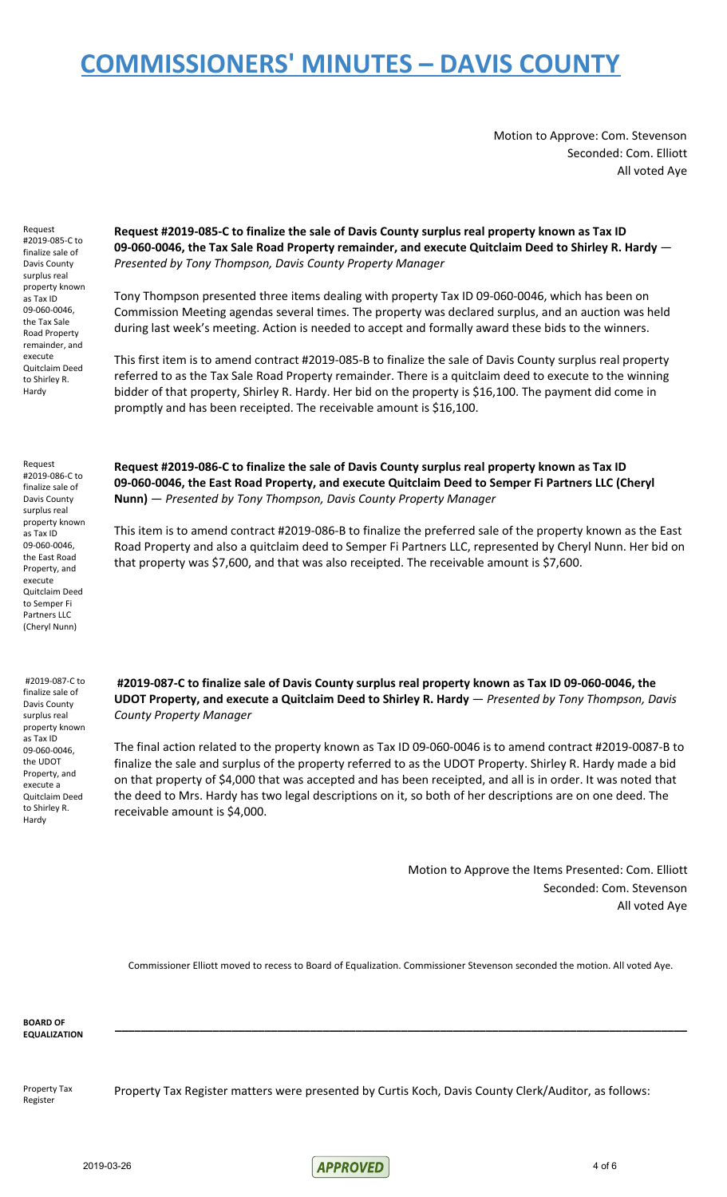# COMMISSIONERS' MINUTES – DAVIS COUNTY

Motion to Approve: Com. Stevenson
Seconded: Com. Elliott
All voted Aye

Request #2019-085-C to finalize sale of Davis County surplus real property known as Tax ID 09-060-0046, the Tax Sale Road Property remainder, and execute Quitclaim Deed to Shirley R. Hardy

**Request #2019-085-C to finalize the sale of Davis County surplus real property known as Tax ID 09-060-0046, the Tax Sale Road Property remainder, and execute Quitclaim Deed to Shirley R. Hardy** — *Presented by Tony Thompson, Davis County Property Manager*

Tony Thompson presented three items dealing with property Tax ID 09-060-0046, which has been on Commission Meeting agendas several times. The property was declared surplus, and an auction was held during last week's meeting. Action is needed to accept and formally award these bids to the winners.

This first item is to amend contract #2019-085-B to finalize the sale of Davis County surplus real property referred to as the Tax Sale Road Property remainder. There is a quitclaim deed to execute to the winning bidder of that property, Shirley R. Hardy. Her bid on the property is $16,100. The payment did come in promptly and has been receipted. The receivable amount is $16,100.

Request #2019-086-C to finalize sale of Davis County surplus real property known as Tax ID 09-060-0046, the East Road Property, and execute Quitclaim Deed to Semper Fi Partners LLC (Cheryl Nunn)

**Request #2019-086-C to finalize the sale of Davis County surplus real property known as Tax ID 09-060-0046, the East Road Property, and execute Quitclaim Deed to Semper Fi Partners LLC (Cheryl Nunn)** — *Presented by Tony Thompson, Davis County Property Manager*

This item is to amend contract #2019-086-B to finalize the preferred sale of the property known as the East Road Property and also a quitclaim deed to Semper Fi Partners LLC, represented by Cheryl Nunn. Her bid on that property was $7,600, and that was also receipted. The receivable amount is $7,600.

#2019-087-C to finalize sale of Davis County surplus real property known as Tax ID 09-060-0046, the UDOT Property, and execute a Quitclaim Deed to Shirley R. Hardy

**#2019-087-C to finalize sale of Davis County surplus real property known as Tax ID 09-060-0046, the UDOT Property, and execute a Quitclaim Deed to Shirley R. Hardy** — *Presented by Tony Thompson, Davis County Property Manager*

The final action related to the property known as Tax ID 09-060-0046 is to amend contract #2019-0087-B to finalize the sale and surplus of the property referred to as the UDOT Property. Shirley R. Hardy made a bid on that property of $4,000 that was accepted and has been receipted, and all is in order. It was noted that the deed to Mrs. Hardy has two legal descriptions on it, so both of her descriptions are on one deed. The receivable amount is $4,000.

Motion to Approve the Items Presented: Com. Elliott
Seconded: Com. Stevenson
All voted Aye

Commissioner Elliott moved to recess to Board of Equalization. Commissioner Stevenson seconded the motion. All voted Aye.

**BOARD OF EQUALIZATION**

---

Property Tax Register

Property Tax Register matters were presented by Curtis Koch, Davis County Clerk/Auditor, as follows: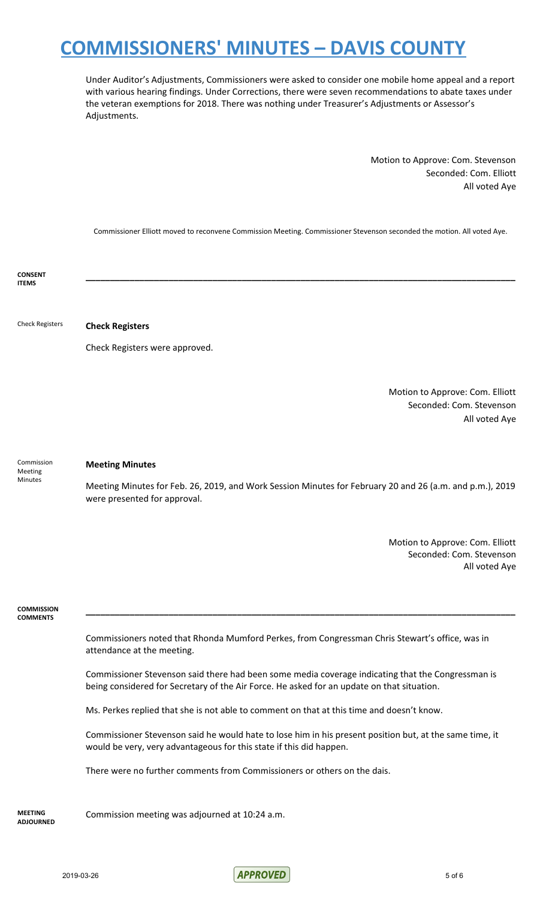Under Auditor's Adjustments, Commissioners were asked to consider one mobile home appeal and a report with various hearing findings. Under Corrections, there were seven recommendations to abate taxes under the veteran exemptions for 2018. There was nothing under Treasurer's Adjustments or Assessor's Adjustments.

Motion to Approve: Com. Stevenson
Seconded: Com. Elliott
All voted Aye

Commissioner Elliott moved to reconvene Commission Meeting. Commissioner Stevenson seconded the motion. All voted Aye.

**CONSENT ITEMS**

---

Check Registers

**Check Registers**

Check Registers were approved.

Motion to Approve: Com. Elliott
Seconded: Com. Stevenson
All voted Aye

Commission Meeting Minutes

**Meeting Minutes**

Meeting Minutes for Feb. 26, 2019, and Work Session Minutes for February 20 and 26 (a.m. and p.m.), 2019 were presented for approval.

Motion to Approve: Com. Elliott
Seconded: Com. Stevenson
All voted Aye

**COMMISSION COMMENTS**

---

Commissioners noted that Rhonda Mumford Perkes, from Congressman Chris Stewart's office, was in attendance at the meeting.

Commissioner Stevenson said there had been some media coverage indicating that the Congressman is being considered for Secretary of the Air Force. He asked for an update on that situation.

Ms. Perkes replied that she is not able to comment on that at this time and doesn't know.

Commissioner Stevenson said he would hate to lose him in his present position but, at the same time, it would be very, very advantageous for this state if this did happen.

There were no further comments from Commissioners or others on the dais.

**MEETING ADJOURNED**

Commission meeting was adjourned at 10:24 a.m.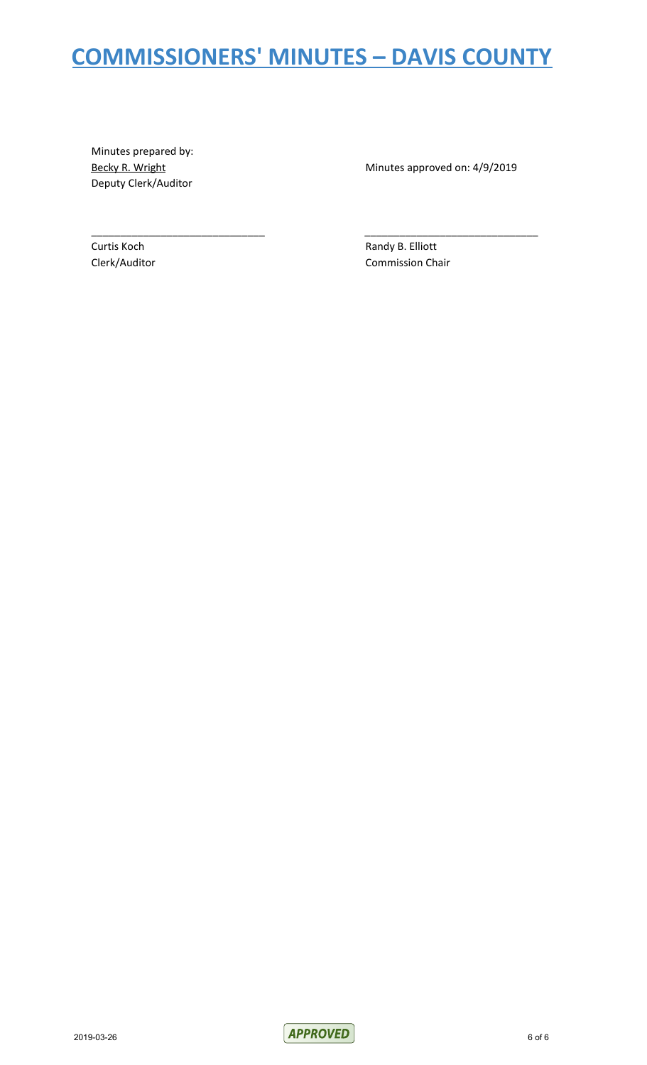Minutes prepared by:
Becky R. Wright
Deputy Clerk/Auditor

Minutes approved on: 4/9/2019

\_\_\_\_\_\_\_\_\_\_\_\_\_\_\_\_\_\_\_\_\_\_\_\_\_\_\_\_\_\_
Curtis Koch
Clerk/Auditor

\_\_\_\_\_\_\_\_\_\_\_\_\_\_\_\_\_\_\_\_\_\_\_\_\_\_\_\_\_\_
Randy B. Elliott
Commission Chair